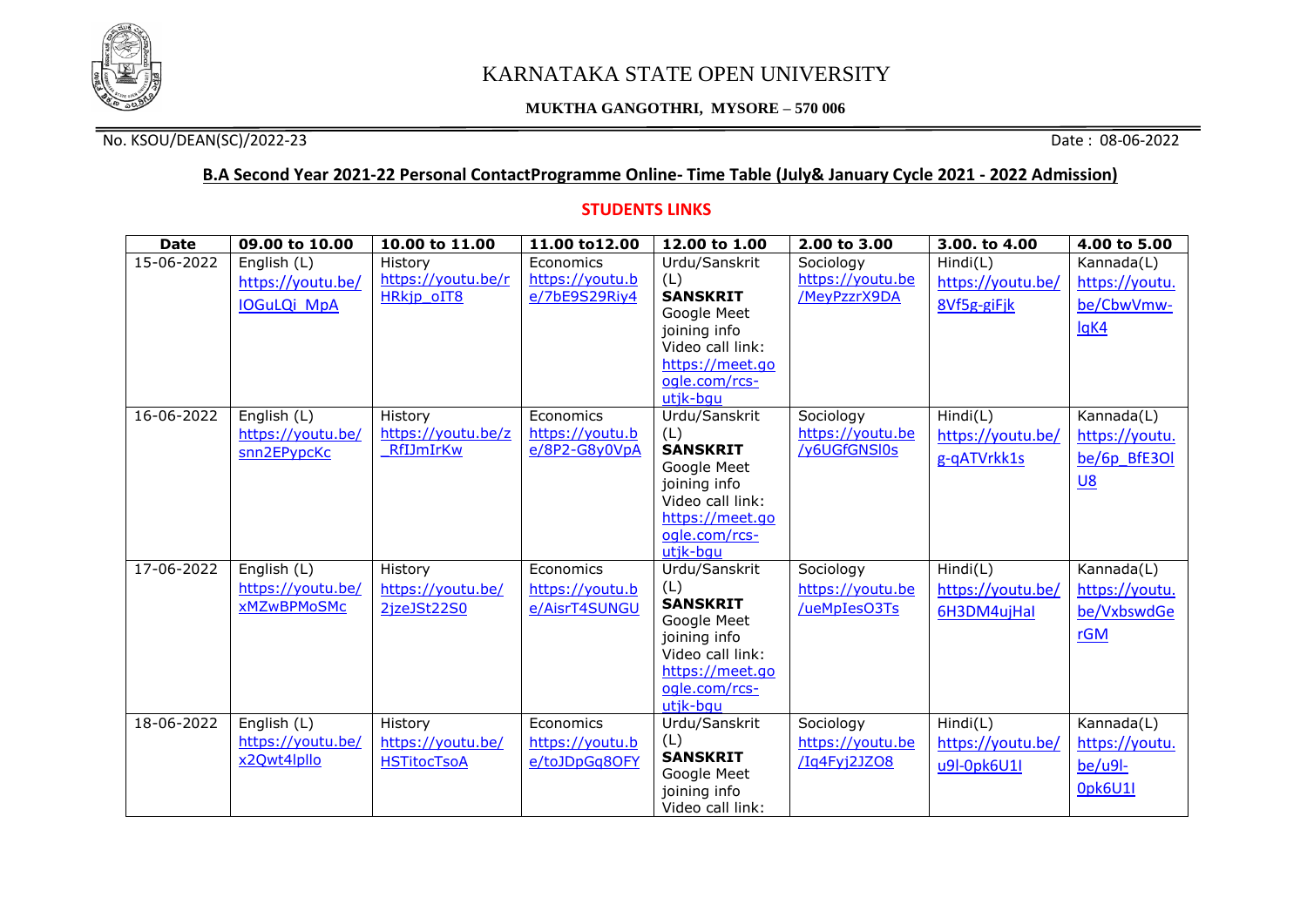# KARNATAKA STATE OPEN UNIVERSITY

**MUKTHA GANGOTHRI, MYSORE – 570 006**

No. KSOU/DEAN(SC)/2022-23 Date : 08-06-2022

## B.A Second Year 2021-22 Personal ContactProgramme Online- Time Table (July& January Cycle 2021 - 2022 Admission)

### STUDENTS LINKS

| Date | 09.00 to 10.00 | 10.00 to 11.00 | 11.00 to12.00 | 12.00 to 1.00 | 2.00 to 3.00 | 3.00. to 4.00 | 4.00 to 5.00 |
|---|---|---|---|---|---|---|---|
| 15-06-2022 | English (L) https://youtu.be/IOGuLQi_MpA | History https://youtu.be/rHRkjp_oIT8 | Economics https://youtu.be/7bE9S29Riy4 | Urdu/Sanskrit (L) **SANSKRIT** Google Meet joining info Video call link: https://meet.google.com/rcs-utjk-bgu | Sociology https://youtu.be/MeyPzzrX9DA | Hindi(L) https://youtu.be/8Vf5g-giFjk | Kannada(L) https://youtu.be/CbwVmw-lqK4 |
| 16-06-2022 | English (L) https://youtu.be/snn2EPypcKc | History https://youtu.be/z_RfIJmIrKw | Economics https://youtu.be/8P2-G8y0VpA | Urdu/Sanskrit (L) **SANSKRIT** Google Meet joining info Video call link: https://meet.google.com/rcs-utjk-bgu | Sociology https://youtu.be/y6UGfGNSI0s | Hindi(L) https://youtu.be/g-qATVrkk1s | Kannada(L) https://youtu.be/6p_BfE3OlU8 |
| 17-06-2022 | English (L) https://youtu.be/xMZwBPMoSMc | History https://youtu.be/2jzeJSt22S0 | Economics https://youtu.be/AisrT4SUNGU | Urdu/Sanskrit (L) **SANSKRIT** Google Meet joining info Video call link: https://meet.google.com/rcs-utjk-bgu | Sociology https://youtu.be/ueMpIesO3Ts | Hindi(L) https://youtu.be/6H3DM4ujHal | Kannada(L) https://youtu.be/VxbswdGerGM |
| 18-06-2022 | English (L) https://youtu.be/x2Qwt4lpllo | History https://youtu.be/HSTitocTsoA | Economics https://youtu.be/toJDpGq8OFY | Urdu/Sanskrit (L) **SANSKRIT** Google Meet joining info Video call link: | Sociology https://youtu.be/Iq4Fyj2JZO8 | Hindi(L) https://youtu.be/u9l-0pk6U1I | Kannada(L) https://youtu.be/u9l-0pk6U1I |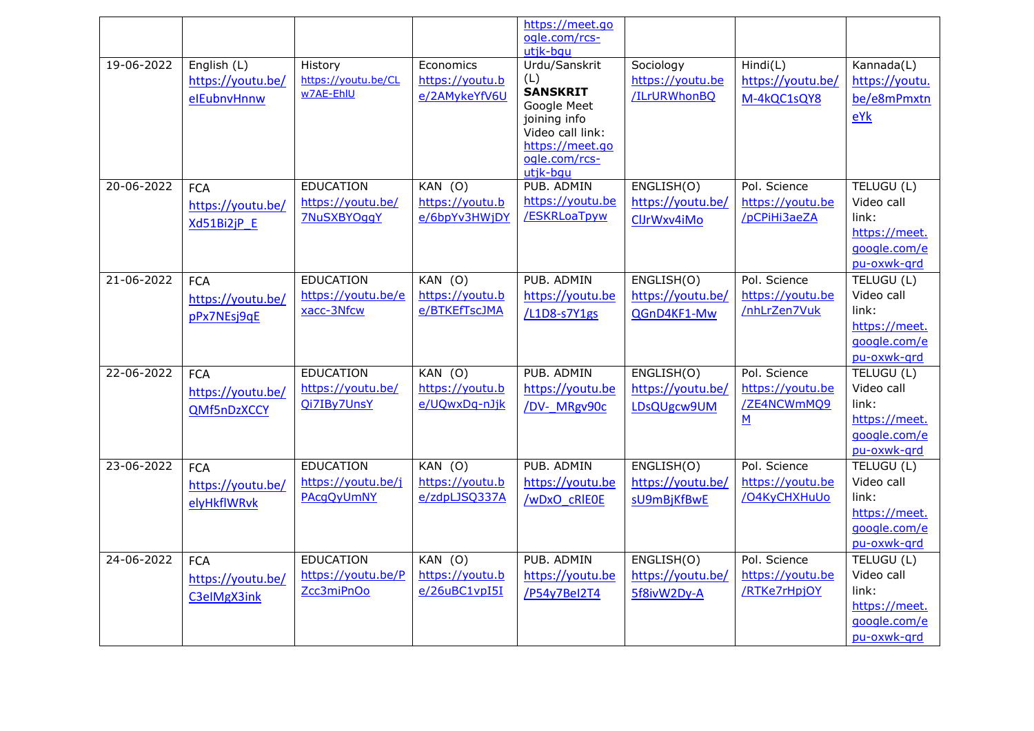| | | | | | | | |
|---|---|---|---|---|---|---|---|
| | | | | https://meet.google.com/rcs-utjk-bgu | | | |
| 19-06-2022 | English (L) https://youtu.be/elEubnvHnnw | History https://youtu.be/CLw7AE-EhlU | Economics https://youtu.be/2AMykeYfV6U | Urdu/Sanskrit (L) **SANSKRIT** Google Meet joining info Video call link: https://meet.google.com/rcs-utjk-bgu | Sociology https://youtu.be/ILrURWhonBQ | Hindi(L) https://youtu.be/M-4kQC1sQY8 | Kannada(L) https://youtu.be/e8mPmxtneYk |
| 20-06-2022 | FCA https://youtu.be/Xd51Bi2jP_E | EDUCATION https://youtu.be/7NuSXBYOggY | KAN (O) https://youtu.be/6bpYv3HWjDY | PUB. ADMIN https://youtu.be/ESKRLoaTpyw | ENGLISH(O) https://youtu.be/ClJrWxv4iMo | Pol. Science https://youtu.be/pCPiHi3aeZA | TELUGU (L) Video call link: https://meet.google.com/epu-oxwk-grd |
| 21-06-2022 | FCA https://youtu.be/pPx7NEsj9qE | EDUCATION https://youtu.be/exacc-3Nfcw | KAN (O) https://youtu.be/BTKEfTscJMA | PUB. ADMIN https://youtu.be/L1D8-s7Y1gs | ENGLISH(O) https://youtu.be/QGnD4KF1-Mw | Pol. Science https://youtu.be/nhLrZen7Vuk | TELUGU (L) Video call link: https://meet.google.com/epu-oxwk-grd |
| 22-06-2022 | FCA https://youtu.be/QMf5nDzXCCY | EDUCATION https://youtu.be/Qi7IBy7UnsY | KAN (O) https://youtu.be/UQwxDq-nJjk | PUB. ADMIN https://youtu.be/DV-_MRgv90c | ENGLISH(O) https://youtu.be/LDsQUgcw9UM | Pol. Science https://youtu.be/ZE4NCWmMQ9M | TELUGU (L) Video call link: https://meet.google.com/epu-oxwk-grd |
| 23-06-2022 | FCA https://youtu.be/elyHkflWRvk | EDUCATION https://youtu.be/jPAcgQyUmNY | KAN (O) https://youtu.be/zdpLJSQ337A | PUB. ADMIN https://youtu.be/wDxO_cRlE0E | ENGLISH(O) https://youtu.be/sU9mBjKfBwE | Pol. Science https://youtu.be/O4KyCHXHuUo | TELUGU (L) Video call link: https://meet.google.com/epu-oxwk-grd |
| 24-06-2022 | FCA https://youtu.be/C3eIMgX3ink | EDUCATION https://youtu.be/PZcc3miPnOo | KAN (O) https://youtu.be/26uBC1vpI5I | PUB. ADMIN https://youtu.be/P54y7BeI2T4 | ENGLISH(O) https://youtu.be/5f8ivW2Dy-A | Pol. Science https://youtu.be/RTKe7rHpjOY | TELUGU (L) Video call link: https://meet.google.com/epu-oxwk-grd |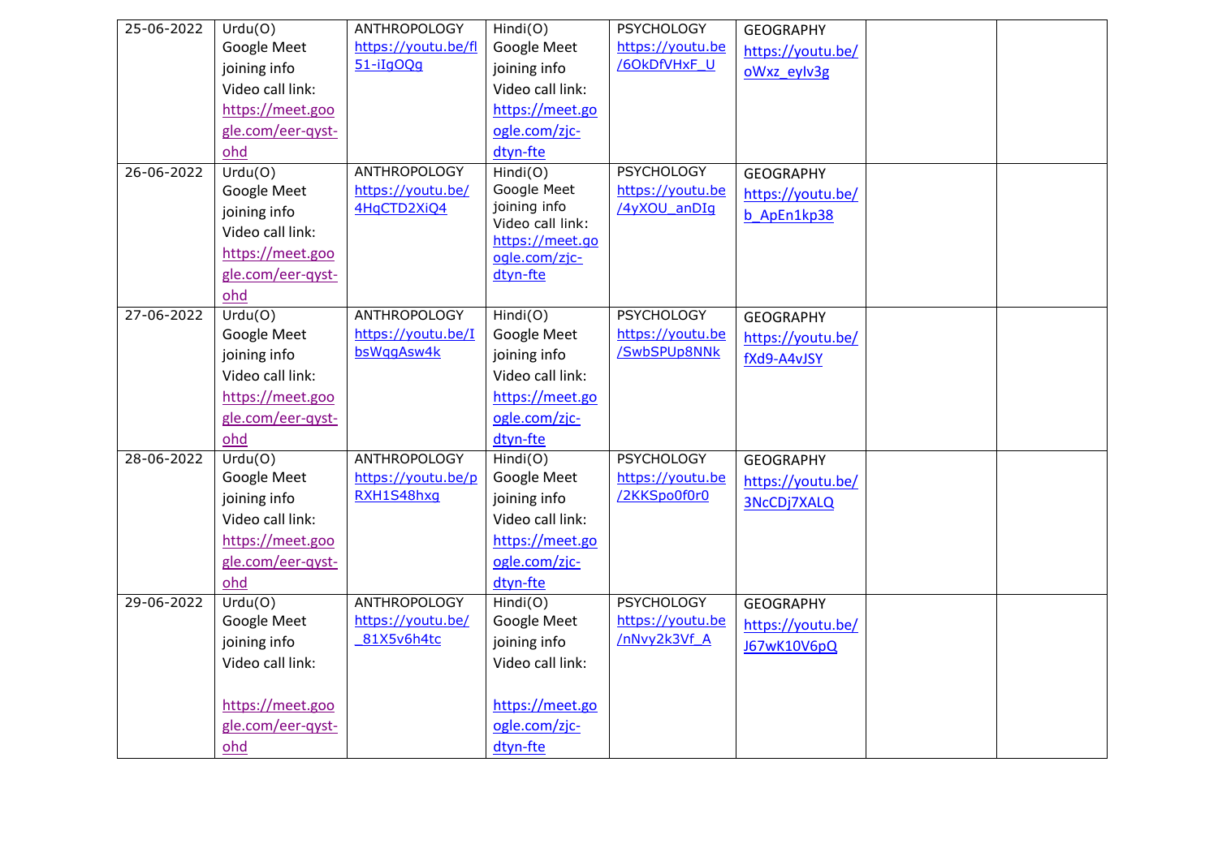| | | | | | | | |
|---|---|---|---|---|---|---|---|
| 25-06-2022 | Urdu(O) Google Meet joining info Video call link: https://meet.google.com/eer-qyst-ohd | ANTHROPOLOGY https://youtu.be/fl51-iIgOQg | Hindi(O) Google Meet joining info Video call link: https://meet.google.com/zjc-dtyn-fte | PSYCHOLOGY https://youtu.be/6OkDfVHxF_U | GEOGRAPHY https://youtu.be/oWxz_eylv3g | | |
| 26-06-2022 | Urdu(O) Google Meet joining info Video call link: https://meet.google.com/eer-qyst-ohd | ANTHROPOLOGY https://youtu.be/4HqCTD2XiQ4 | Hindi(O) Google Meet joining info Video call link: https://meet.google.com/zjc-dtyn-fte | PSYCHOLOGY https://youtu.be/4yXOU_anDIg | GEOGRAPHY https://youtu.be/b_ApEn1kp38 | | |
| 27-06-2022 | Urdu(O) Google Meet joining info Video call link: https://meet.google.com/eer-qyst-ohd | ANTHROPOLOGY https://youtu.be/IbsWqgAsw4k | Hindi(O) Google Meet joining info Video call link: https://meet.google.com/zjc-dtyn-fte | PSYCHOLOGY https://youtu.be/SwbSPUp8NNk | GEOGRAPHY https://youtu.be/fXd9-A4vJSY | | |
| 28-06-2022 | Urdu(O) Google Meet joining info Video call link: https://meet.google.com/eer-qyst-ohd | ANTHROPOLOGY https://youtu.be/pRXH1S48hxq | Hindi(O) Google Meet joining info Video call link: https://meet.google.com/zjc-dtyn-fte | PSYCHOLOGY https://youtu.be/2KKSpo0f0r0 | GEOGRAPHY https://youtu.be/3NcCDj7XALQ | | |
| 29-06-2022 | Urdu(O) Google Meet joining info Video call link: https://meet.google.com/eer-qyst-ohd | ANTHROPOLOGY https://youtu.be/_81X5v6h4tc | Hindi(O) Google Meet joining info Video call link: https://meet.google.com/zjc-dtyn-fte | PSYCHOLOGY https://youtu.be/nNvy2k3Vf_A | GEOGRAPHY https://youtu.be/J67wK10V6pQ | | |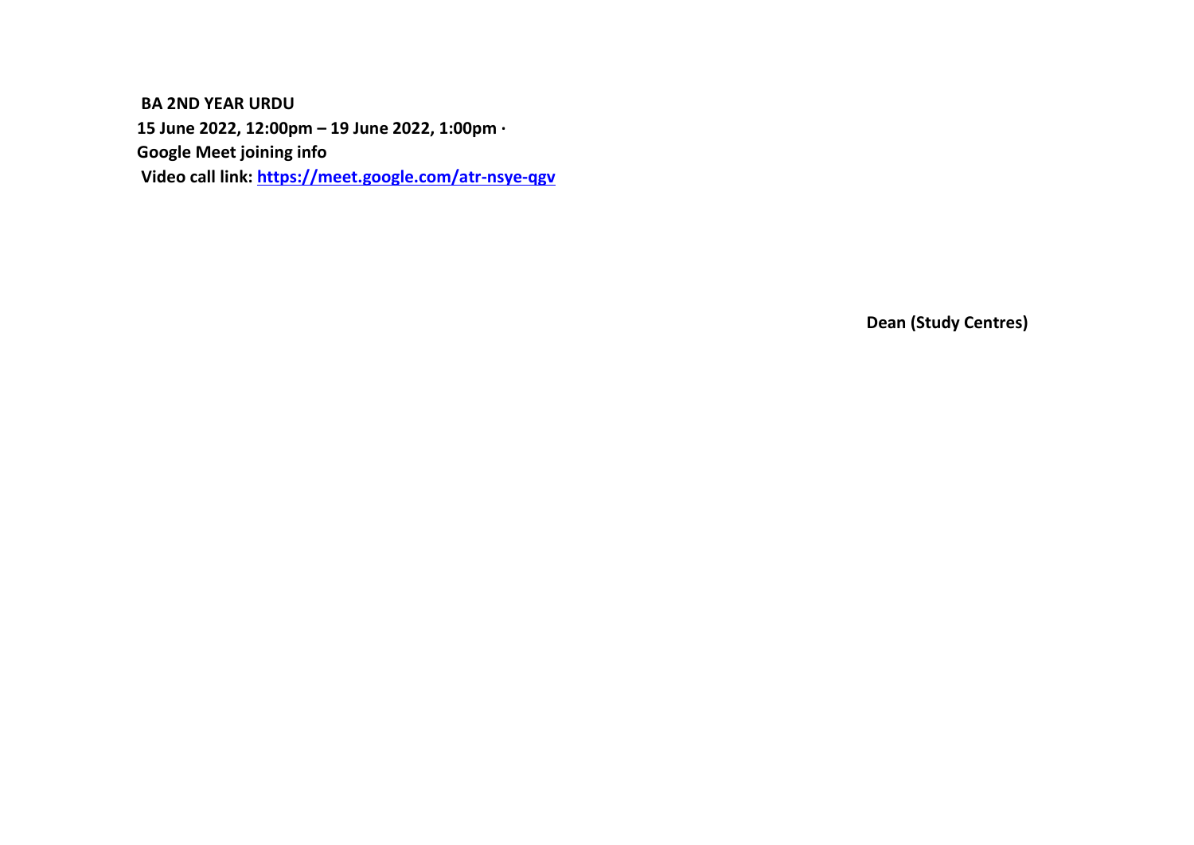**BA 2ND YEAR URDU**

**15 June 2022, 12:00pm – 19 June 2022, 1:00pm ·**

**Google Meet joining info**

**Video call link: [https://meet.google.com/atr-nsye-qgv](https://meet.google.com/atr-nsye-qgv)**

**Dean (Study Centres)**